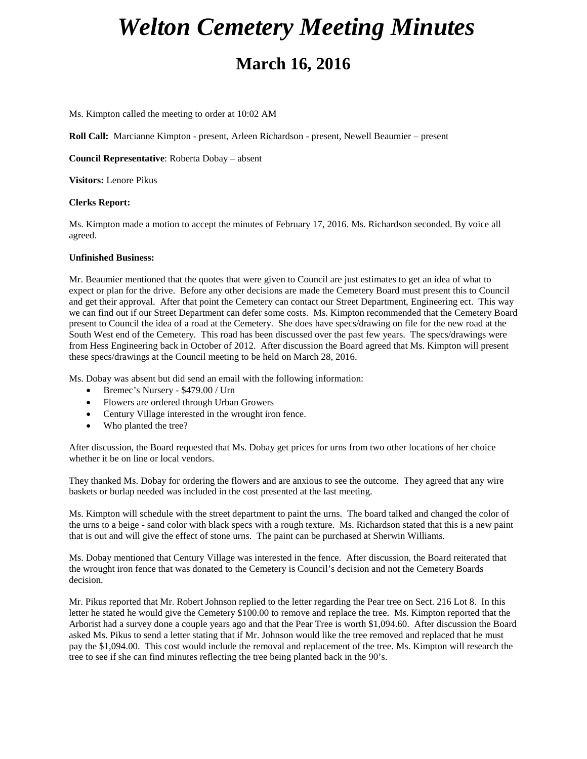# *Welton Cemetery Meeting Minutes*

## March 16, 2016

Ms. Kimpton called the meeting to order at 10:02 AM

**Roll Call:** Marcianne Kimpton - present, Arleen Richardson - present, Newell Beaumier – present

**Council Representative**: Roberta Dobay – absent

**Visitors:** Lenore Pikus

**Clerks Report:**

Ms. Kimpton made a motion to accept the minutes of February 17, 2016. Ms. Richardson seconded. By voice all agreed.

**Unfinished Business:**

Mr. Beaumier mentioned that the quotes that were given to Council are just estimates to get an idea of what to expect or plan for the drive. Before any other decisions are made the Cemetery Board must present this to Council and get their approval. After that point the Cemetery can contact our Street Department, Engineering ect. This way we can find out if our Street Department can defer some costs. Ms. Kimpton recommended that the Cemetery Board present to Council the idea of a road at the Cemetery. She does have specs/drawing on file for the new road at the South West end of the Cemetery. This road has been discussed over the past few years. The specs/drawings were from Hess Engineering back in October of 2012. After discussion the Board agreed that Ms. Kimpton will present these specs/drawings at the Council meeting to be held on March 28, 2016.

Ms. Dobay was absent but did send an email with the following information:

- Bremec's Nursery - $479.00 / Urn
- Flowers are ordered through Urban Growers
- Century Village interested in the wrought iron fence.
- Who planted the tree?

After discussion, the Board requested that Ms. Dobay get prices for urns from two other locations of her choice whether it be on line or local vendors.

They thanked Ms. Dobay for ordering the flowers and are anxious to see the outcome. They agreed that any wire baskets or burlap needed was included in the cost presented at the last meeting.

Ms. Kimpton will schedule with the street department to paint the urns. The board talked and changed the color of the urns to a beige - sand color with black specs with a rough texture. Ms. Richardson stated that this is a new paint that is out and will give the effect of stone urns. The paint can be purchased at Sherwin Williams.

Ms. Dobay mentioned that Century Village was interested in the fence. After discussion, the Board reiterated that the wrought iron fence that was donated to the Cemetery is Council's decision and not the Cemetery Boards decision.

Mr. Pikus reported that Mr. Robert Johnson replied to the letter regarding the Pear tree on Sect. 216 Lot 8. In this letter he stated he would give the Cemetery $100.00 to remove and replace the tree. Ms. Kimpton reported that the Arborist had a survey done a couple years ago and that the Pear Tree is worth $1,094.60. After discussion the Board asked Ms. Pikus to send a letter stating that if Mr. Johnson would like the tree removed and replaced that he must pay the $1,094.00. This cost would include the removal and replacement of the tree. Ms. Kimpton will research the tree to see if she can find minutes reflecting the tree being planted back in the 90's.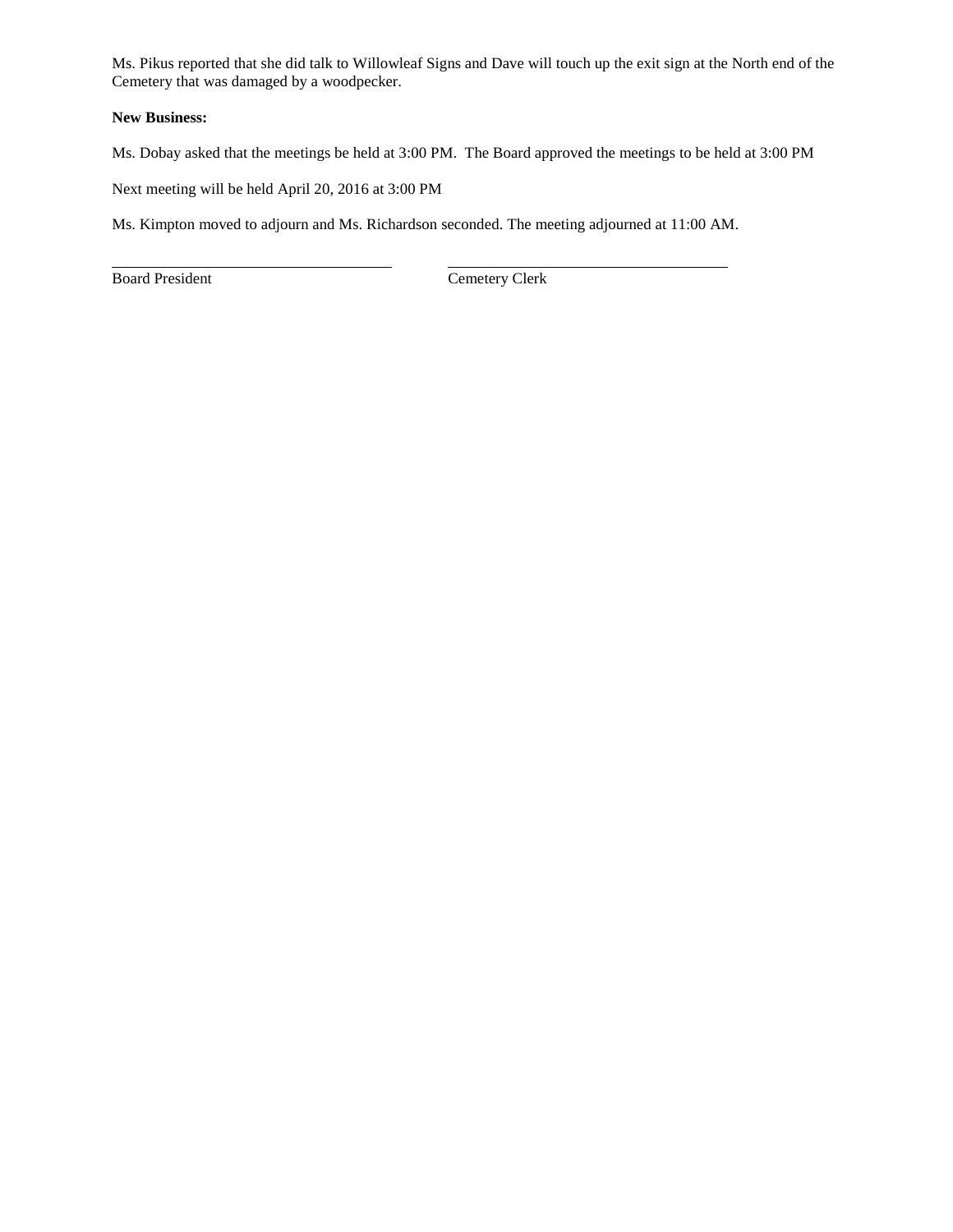Ms. Pikus reported that she did talk to Willowleaf Signs and Dave will touch up the exit sign at the North end of the Cemetery that was damaged by a woodpecker.

**New Business:**

Ms. Dobay asked that the meetings be held at 3:00 PM. The Board approved the meetings to be held at 3:00 PM

Next meeting will be held April 20, 2016 at 3:00 PM

Ms. Kimpton moved to adjourn and Ms. Richardson seconded. The meeting adjourned at 11:00 AM.

\_\_\_\_\_\_\_\_\_\_\_\_\_\_\_\_\_\_\_\_\_\_\_\_\_\_\_\_\_\_\_\_\_\_\_\_ \_\_\_\_\_\_\_\_\_\_\_\_\_\_\_\_\_\_\_\_\_\_\_\_\_\_\_\_\_\_\_\_\_\_\_\_

Board President Cemetery Clerk